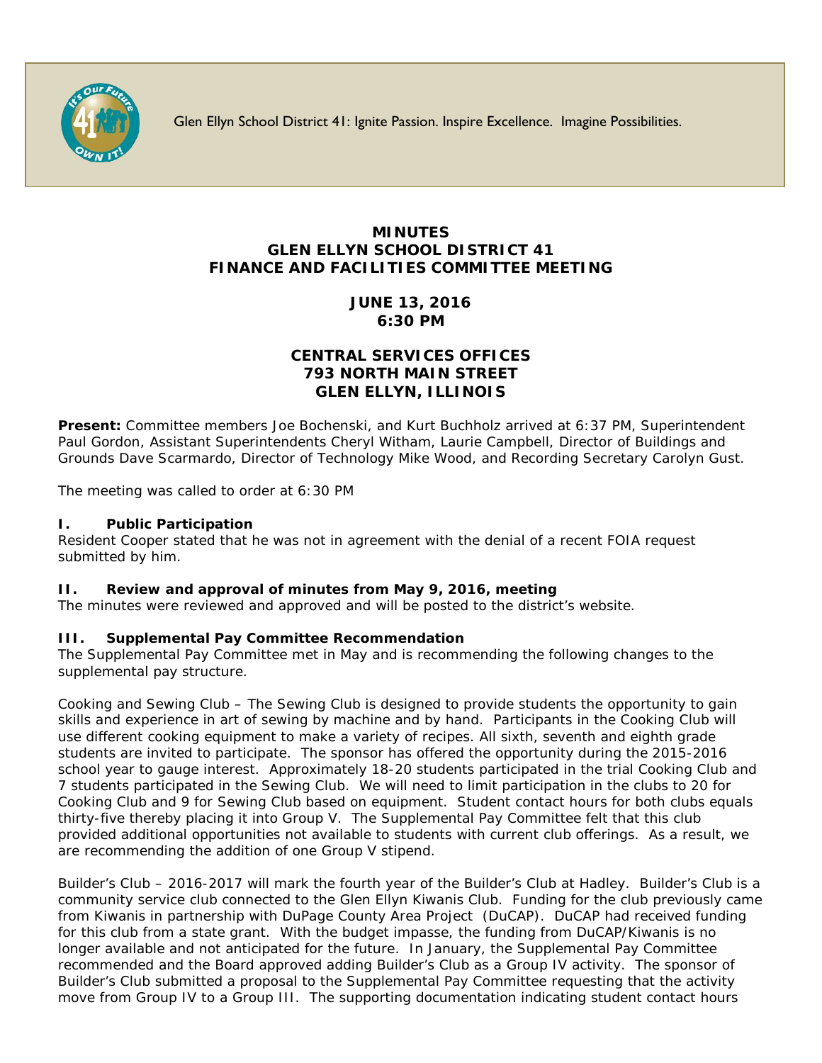Glen Ellyn School District 41: Ignite Passion. Inspire Excellence. Imagine Possibilities.

# MINUTES
# GLEN ELLYN SCHOOL DISTRICT 41
# FINANCE AND FACILITIES COMMITTEE MEETING

## JUNE 13, 2016
## 6:30 PM

## CENTRAL SERVICES OFFICES
## 793 NORTH MAIN STREET
## GLEN ELLYN, ILLINOIS

**Present:** Committee members Joe Bochenski, and Kurt Buchholz arrived at 6:37 PM, Superintendent Paul Gordon, Assistant Superintendents Cheryl Witham, Laurie Campbell, Director of Buildings and Grounds Dave Scarmardo, Director of Technology Mike Wood, and Recording Secretary Carolyn Gust.

The meeting was called to order at 6:30 PM

### I. Public Participation

Resident Cooper stated that he was not in agreement with the denial of a recent FOIA request submitted by him.

### II. Review and approval of minutes from May 9, 2016, meeting

The minutes were reviewed and approved and will be posted to the district's website.

### III. Supplemental Pay Committee Recommendation

The Supplemental Pay Committee met in May and is recommending the following changes to the supplemental pay structure.

Cooking and Sewing Club – The Sewing Club is designed to provide students the opportunity to gain skills and experience in art of sewing by machine and by hand. Participants in the Cooking Club will use different cooking equipment to make a variety of recipes. All sixth, seventh and eighth grade students are invited to participate. The sponsor has offered the opportunity during the 2015-2016 school year to gauge interest. Approximately 18-20 students participated in the trial Cooking Club and 7 students participated in the Sewing Club. We will need to limit participation in the clubs to 20 for Cooking Club and 9 for Sewing Club based on equipment. Student contact hours for both clubs equals thirty-five thereby placing it into Group V. The Supplemental Pay Committee felt that this club provided additional opportunities not available to students with current club offerings. As a result, we are recommending the addition of one Group V stipend.

Builder's Club – 2016-2017 will mark the fourth year of the Builder's Club at Hadley. Builder's Club is a community service club connected to the Glen Ellyn Kiwanis Club. Funding for the club previously came from Kiwanis in partnership with DuPage County Area Project (DuCAP). DuCAP had received funding for this club from a state grant. With the budget impasse, the funding from DuCAP/Kiwanis is no longer available and not anticipated for the future. In January, the Supplemental Pay Committee recommended and the Board approved adding Builder's Club as a Group IV activity. The sponsor of Builder's Club submitted a proposal to the Supplemental Pay Committee requesting that the activity move from Group IV to a Group III. The supporting documentation indicating student contact hours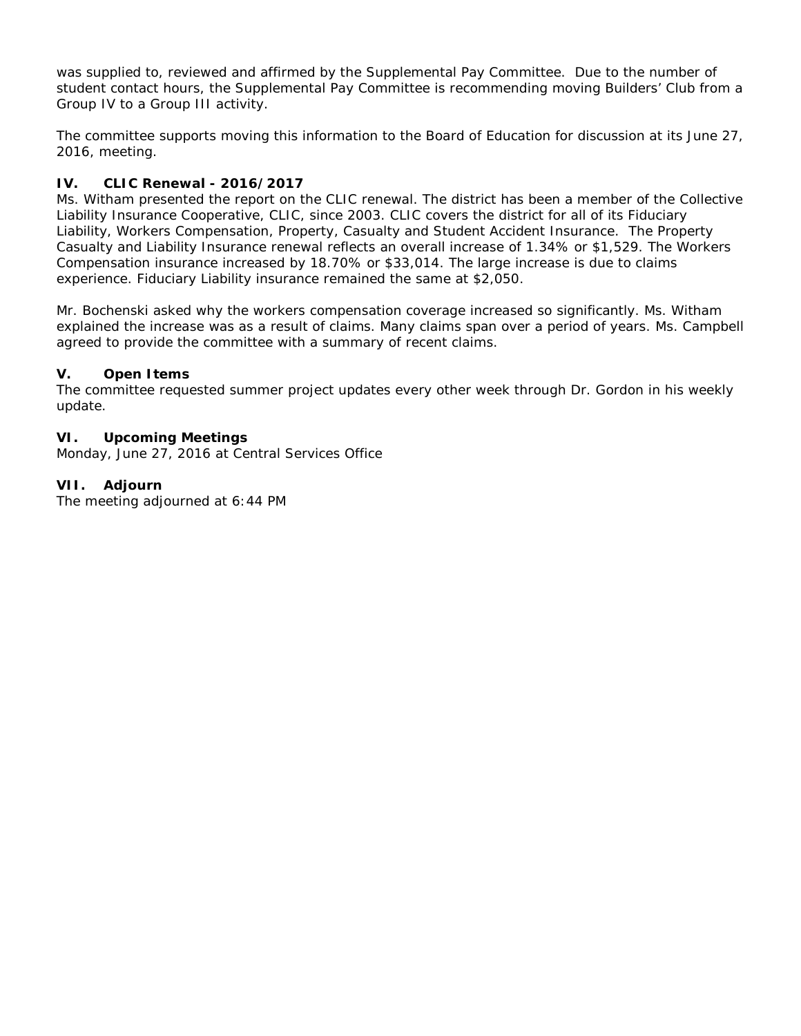was supplied to, reviewed and affirmed by the Supplemental Pay Committee. Due to the number of student contact hours, the Supplemental Pay Committee is recommending moving Builders' Club from a Group IV to a Group III activity.

The committee supports moving this information to the Board of Education for discussion at its June 27, 2016, meeting.

## IV. CLIC Renewal - 2016/2017

Ms. Witham presented the report on the CLIC renewal. The district has been a member of the Collective Liability Insurance Cooperative, CLIC, since 2003. CLIC covers the district for all of its Fiduciary Liability, Workers Compensation, Property, Casualty and Student Accident Insurance. The Property Casualty and Liability Insurance renewal reflects an overall increase of 1.34% or $1,529. The Workers Compensation insurance increased by 18.70% or $33,014. The large increase is due to claims experience. Fiduciary Liability insurance remained the same at $2,050.

Mr. Bochenski asked why the workers compensation coverage increased so significantly. Ms. Witham explained the increase was as a result of claims. Many claims span over a period of years. Ms. Campbell agreed to provide the committee with a summary of recent claims.

## V. Open Items

The committee requested summer project updates every other week through Dr. Gordon in his weekly update.

## VI. Upcoming Meetings

Monday, June 27, 2016 at Central Services Office

## VII. Adjourn

The meeting adjourned at 6:44 PM